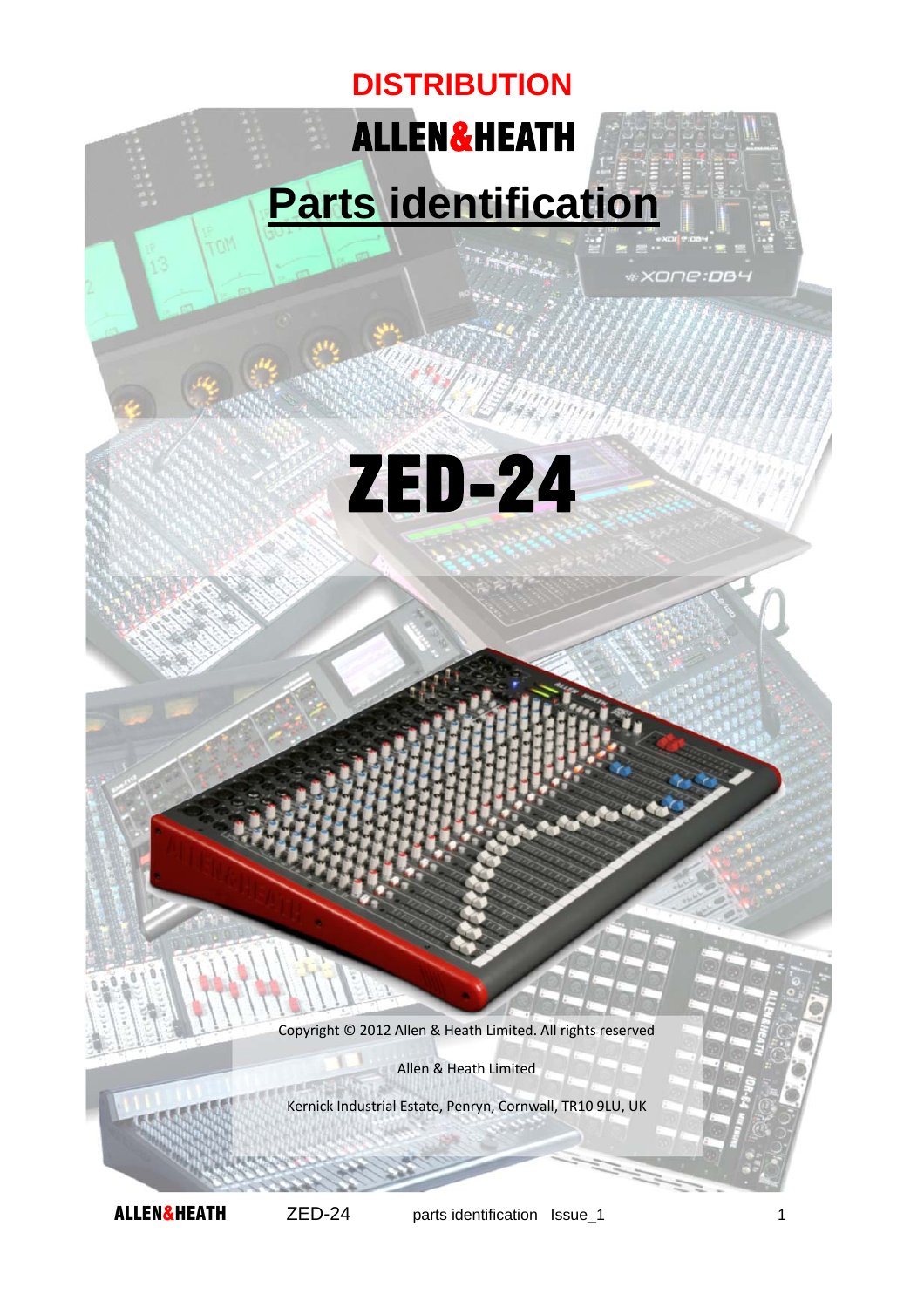# DISTRIBUTION

# ALLEN&HEATH

# Parts identification

# ZED-24

Copyright © 2012 Allen & Heath Limited. All rights reserved

Allen & Heath Limited

Kernick Industrial Estate, Penryn, Cornwall, TR10 9LU, UK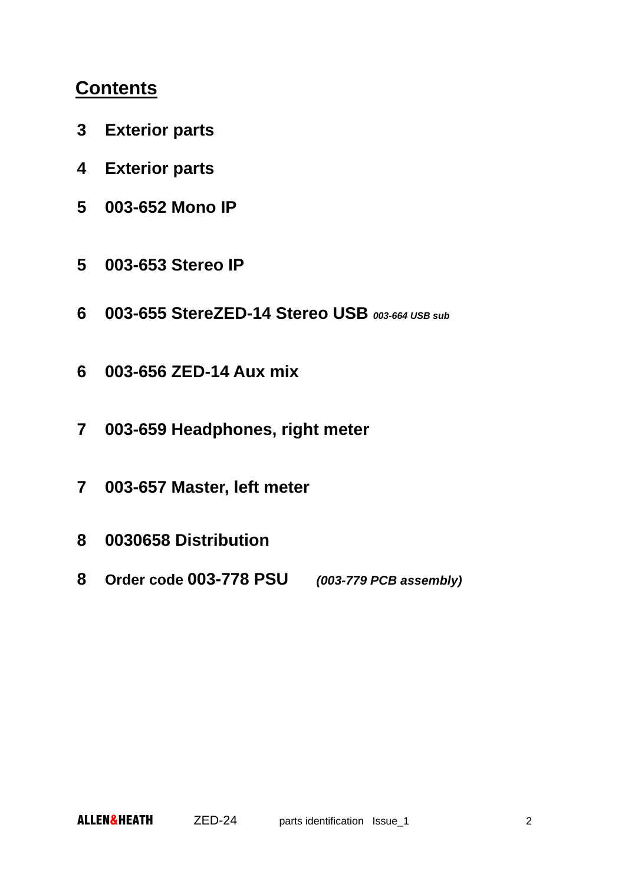## Contents

**3 Exterior parts**

**4 Exterior parts**

**5 003-652 Mono IP**

**5 003-653 Stereo IP**

**6 003-655 StereZED-14 Stereo USB** ***003-664 USB sub***

**6 003-656 ZED-14 Aux mix**

**7 003-659 Headphones, right meter**

**7 003-657 Master, left meter**

**8 0030658 Distribution**

**8 Order code 003-778 PSU** ***(003-779 PCB assembly)***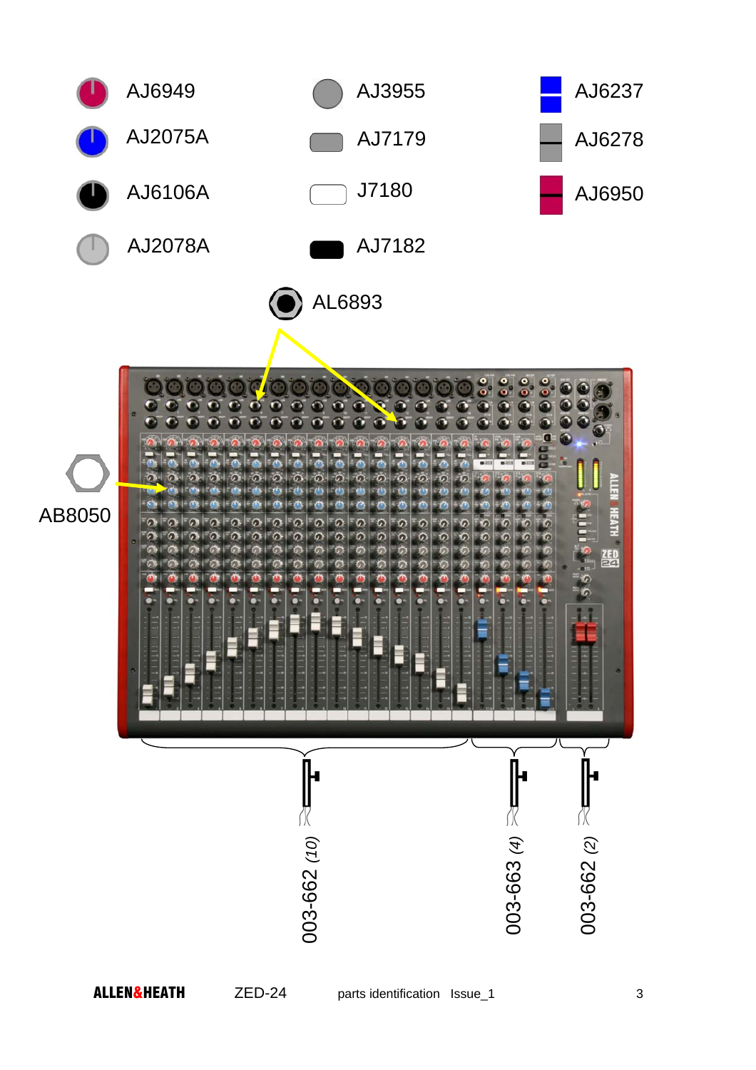AJ6949

AJ2075A

AJ6106A

AJ2078A

AJ3955

AJ7179

J7180

AJ7182

AJ6237

AJ6278

AJ6950

AL6893

AB8050

003-662 *(10)*

003-663 *(4)*

003-662 *(2)*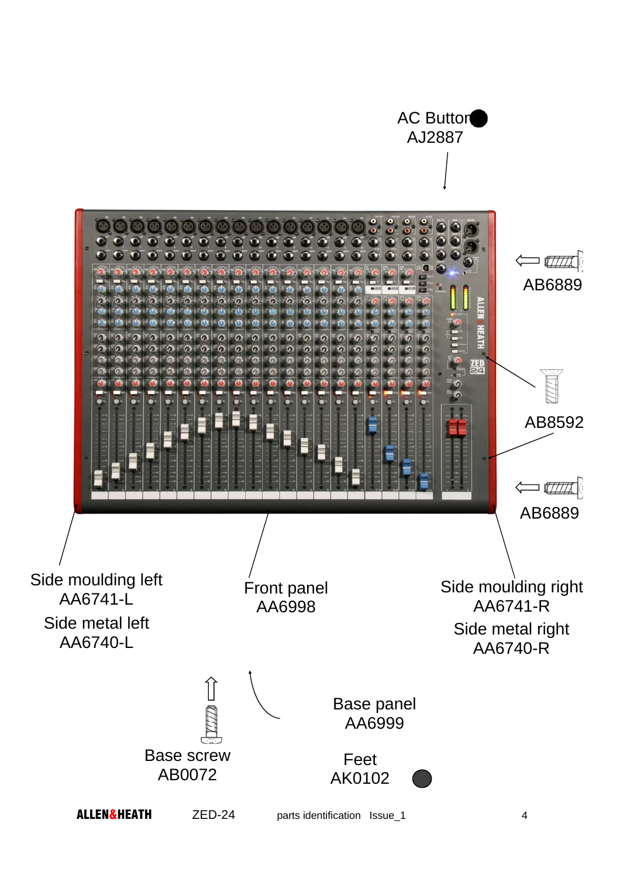AC Button
AJ2887

AB6889

AB8592

AB6889

Side moulding left
AA6741-L

Side metal left
AA6740-L

Front panel
AA6998

Side moulding right
AA6741-R

Side metal right
AA6740-R

Base panel
AA6999

Base screw
AB0072

Feet
AK0102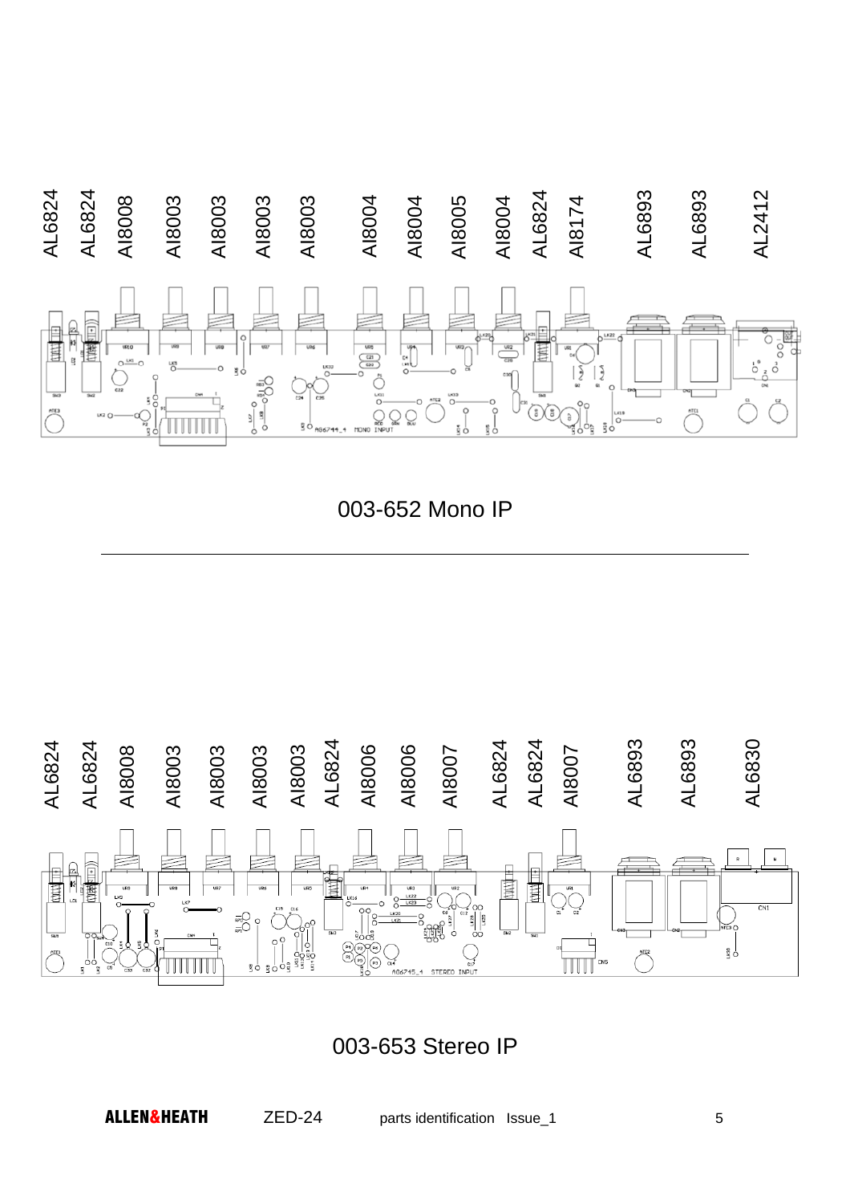AL6824 AL6824 AI8008 AI8003 AI8003 AI8003 AI8003 AI8004 AI8004 AI8005 AI8004 AL6824 AI8174 AL6893 AL6893 AL2412

003-652 Mono IP

---

AL6824 AL6824 AI8008 AI8003 AI8003 AI8003 AI8003 AL6824 AI8006 AI8006 AI8007 AL6824 AL6824 AI8007 AL6893 AL6893 AL6830

003-653 Stereo IP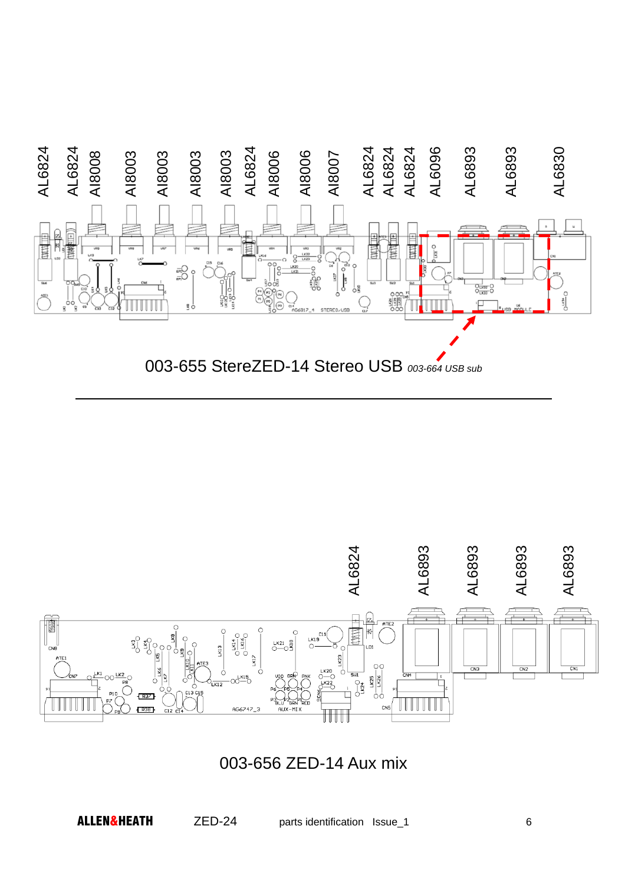AL6824 AL6824 AI8008 AI8003 AI8003 AI8003 AI8003 AL6824 AI8006 AI8006 AI8007 AL6824 AL6824 AL6824 AL6096 AL6893 AL6893 AL6830

003-655 StereZED-14 Stereo USB *003-664 USB sub*

---

AL6824 AL6893 AL6893 AL6893 AL6893

003-656 ZED-14 Aux mix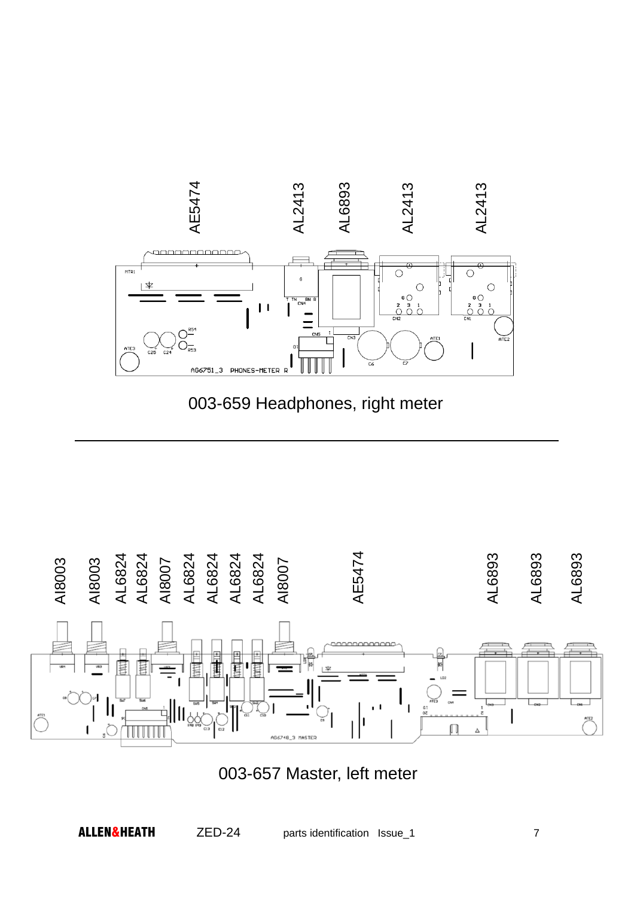AE5474 AL2413 AL6893 AL2413 AL2413

003-659 Headphones, right meter

---

AI8003 AI8003 AL6824 AL6824 AI8007 AL6824 AL6824 AL6824 AL6824 AI8007 AE5474 AL6893 AL6893 AL6893

003-657 Master, left meter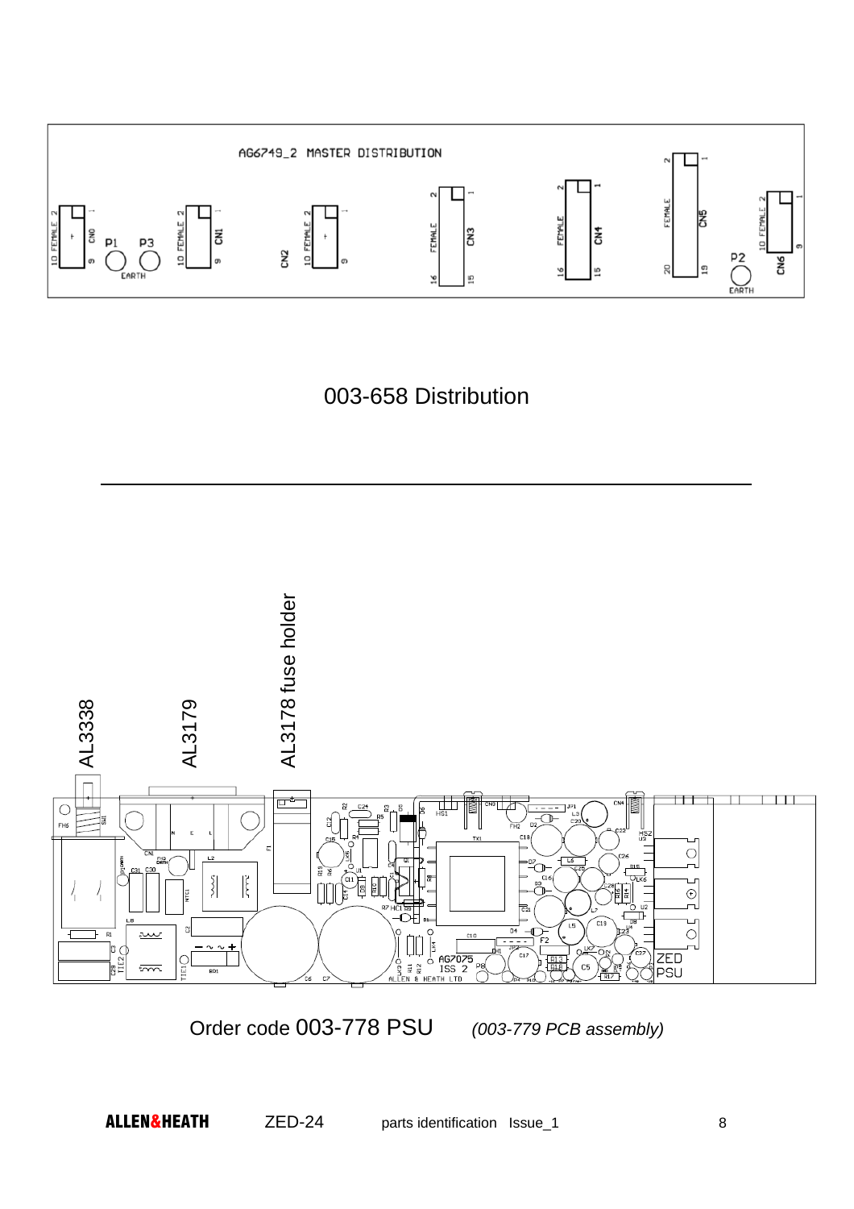AG6749_2 MASTER DISTRIBUTION

003-658 Distribution

AL3338

AL3179

AL3178 fuse holder

Order code 003-778 PSU *(003-779 PCB assembly)*